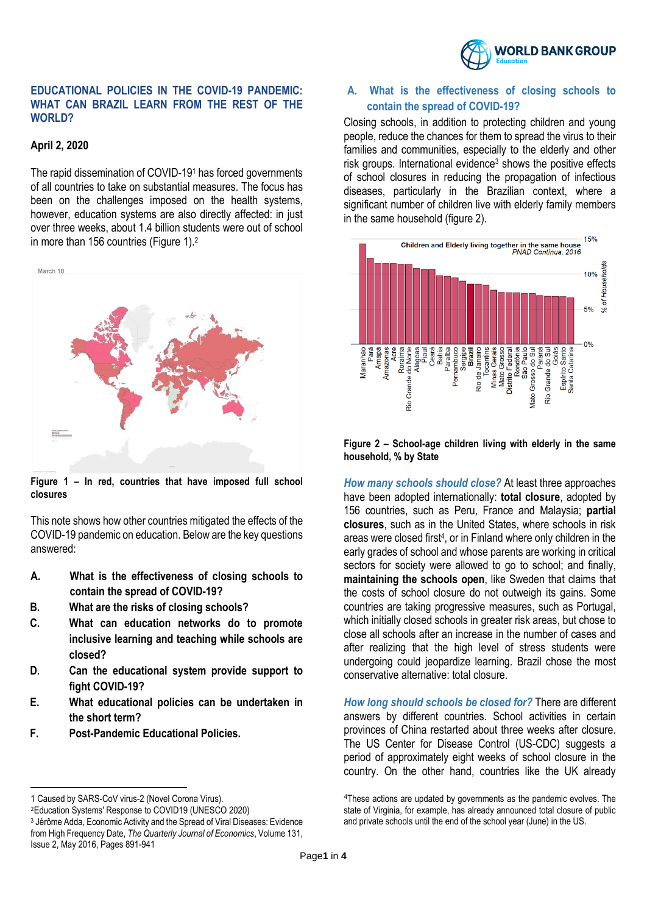# EDUCATIONAL POLICIES IN THE COVID-19 PANDEMIC: WHAT CAN BRAZIL LEARN FROM THE REST OF THE WORLD?

**April 2, 2020**

The rapid dissemination of COVID-19[1] has forced governments of all countries to take on substantial measures. The focus has been on the challenges imposed on the health systems, however, education systems are also directly affected: in just over three weeks, about 1.4 billion students were out of school in more than 156 countries (Figure 1).[2]

**Figure 1 – In red, countries that have imposed full school closures**

This note shows how other countries mitigated the effects of the COVID-19 pandemic on education. Below are the key questions answered:

- **A. What is the effectiveness of closing schools to contain the spread of COVID-19?**
- **B. What are the risks of closing schools?**
- **C. What can education networks do to promote inclusive learning and teaching while schools are closed?**
- **D. Can the educational system provide support to fight COVID-19?**
- **E. What educational policies can be undertaken in the short term?**
- **F. Post-Pandemic Educational Policies.**

## A. What is the effectiveness of closing schools to contain the spread of COVID-19?

Closing schools, in addition to protecting children and young people, reduce the chances for them to spread the virus to their families and communities, especially to the elderly and other risk groups. International evidence[3] shows the positive effects of school closures in reducing the propagation of infectious diseases, particularly in the Brazilian context, where a significant number of children live with elderly family members in the same household (figure 2).

**Figure 2 – School-age children living with elderly in the same household, % by State**

***How many schools should close?*** At least three approaches have been adopted internationally: **total closure**, adopted by 156 countries, such as Peru, France and Malaysia; **partial closures**, such as in the United States, where schools in risk areas were closed first[4], or in Finland where only children in the early grades of school and whose parents are working in critical sectors for society were allowed to go to school; and finally, **maintaining the schools open**, like Sweden that claims that the costs of school closure do not outweigh its gains. Some countries are taking progressive measures, such as Portugal, which initially closed schools in greater risk areas, but chose to close all schools after an increase in the number of cases and after realizing that the high level of stress students were undergoing could jeopardize learning. Brazil chose the most conservative alternative: total closure.

***How long should schools be closed for?*** There are different answers by different countries. School activities in certain provinces of China restarted about three weeks after closure. The US Center for Disease Control (US-CDC) suggests a period of approximately eight weeks of school closure in the country. On the other hand, countries like the UK already

---

1 Caused by SARS-CoV virus-2 (Novel Corona Virus).

2 Education Systems' Response to COVID19 (UNESCO 2020)

3 Jérôme Adda, Economic Activity and the Spread of Viral Diseases: Evidence from High Frequency Date, *The Quarterly Journal of Economics*, Volume 131, Issue 2, May 2016, Pages 891-941

4 These actions are updated by governments as the pandemic evolves. The state of Virginia, for example, has already announced total closure of public and private schools until the end of the school year (June) in the US.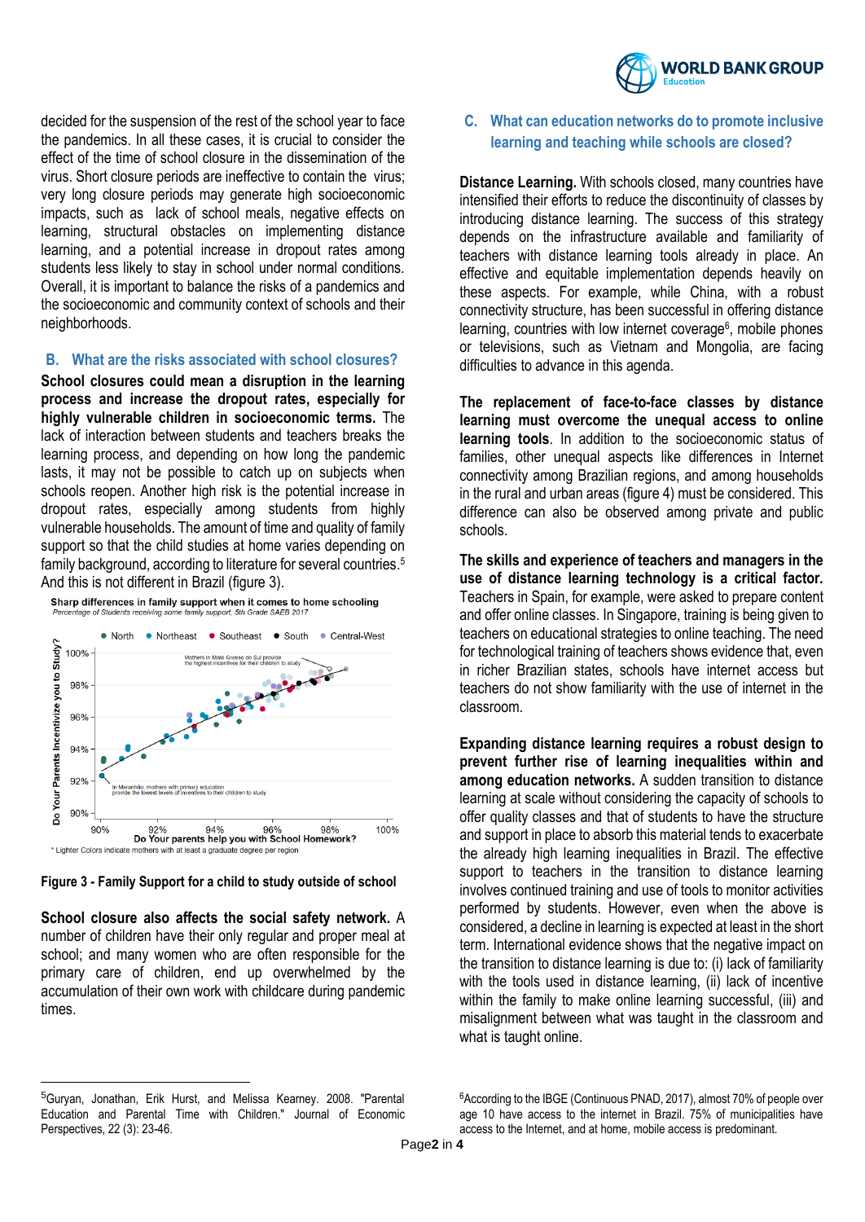decided for the suspension of the rest of the school year to face the pandemics. In all these cases, it is crucial to consider the effect of the time of school closure in the dissemination of the virus. Short closure periods are ineffective to contain the virus; very long closure periods may generate high socioeconomic impacts, such as lack of school meals, negative effects on learning, structural obstacles on implementing distance learning, and a potential increase in dropout rates among students less likely to stay in school under normal conditions. Overall, it is important to balance the risks of a pandemics and the socioeconomic and community context of schools and their neighborhoods.

## B. What are the risks associated with school closures?

**School closures could mean a disruption in the learning process and increase the dropout rates, especially for highly vulnerable children in socioeconomic terms.** The lack of interaction between students and teachers breaks the learning process, and depending on how long the pandemic lasts, it may not be possible to catch up on subjects when schools reopen. Another high risk is the potential increase in dropout rates, especially among students from highly vulnerable households. The amount of time and quality of family support so that the child studies at home varies depending on family background, according to literature for several countries.[5] And this is not different in Brazil (figure 3).

**Sharp differences in family support when it comes to home schooling**
*Percentage of Students receiving some family support, 5th Grade SAEB 2017*

Legend: North, Northeast, Southeast, South, Central-West

Y-axis: Do Your Parents Incentivize you to Study? (90%–100%)
X-axis: Do Your parents help you with School Homework? (90%–100%)

Annotations: "Mothers in Mato Grosso do Sul provide the highest incentives for their children to study"; "In Maranhão, mothers with primary education provide the lowest levels of incentives to their children to study"

\* Lighter Colors indicate mothers with at least a graduate degree per region

**Figure 3 - Family Support for a child to study outside of school**

**School closure also affects the social safety network.** A number of children have their only regular and proper meal at school; and many women who are often responsible for the primary care of children, end up overwhelmed by the accumulation of their own work with childcare during pandemic times.

## C. What can education networks do to promote inclusive learning and teaching while schools are closed?

**Distance Learning.** With schools closed, many countries have intensified their efforts to reduce the discontinuity of classes by introducing distance learning. The success of this strategy depends on the infrastructure available and familiarity of teachers with distance learning tools already in place. An effective and equitable implementation depends heavily on these aspects. For example, while China, with a robust connectivity structure, has been successful in offering distance learning, countries with low internet coverage[6], mobile phones or televisions, such as Vietnam and Mongolia, are facing difficulties to advance in this agenda.

**The replacement of face-to-face classes by distance learning must overcome the unequal access to online learning tools**. In addition to the socioeconomic status of families, other unequal aspects like differences in Internet connectivity among Brazilian regions, and among households in the rural and urban areas (figure 4) must be considered. This difference can also be observed among private and public schools.

**The skills and experience of teachers and managers in the use of distance learning technology is a critical factor.** Teachers in Spain, for example, were asked to prepare content and offer online classes. In Singapore, training is being given to teachers on educational strategies to online teaching. The need for technological training of teachers shows evidence that, even in richer Brazilian states, schools have internet access but teachers do not show familiarity with the use of internet in the classroom.

**Expanding distance learning requires a robust design to prevent further rise of learning inequalities within and among education networks.** A sudden transition to distance learning at scale without considering the capacity of schools to offer quality classes and that of students to have the structure and support in place to absorb this material tends to exacerbate the already high learning inequalities in Brazil. The effective support to teachers in the transition to distance learning involves continued training and use of tools to monitor activities performed by students. However, even when the above is considered, a decline in learning is expected at least in the short term. International evidence shows that the negative impact on the transition to distance learning is due to: (i) lack of familiarity with the tools used in distance learning, (ii) lack of incentive within the family to make online learning successful, (iii) and misalignment between what was taught in the classroom and what is taught online.

---

[5] Guryan, Jonathan, Erik Hurst, and Melissa Kearney. 2008. "Parental Education and Parental Time with Children." Journal of Economic Perspectives, 22 (3): 23-46.

[6] According to the IBGE (Continuous PNAD, 2017), almost 70% of people over age 10 have access to the internet in Brazil. 75% of municipalities have access to the Internet, and at home, mobile access is predominant.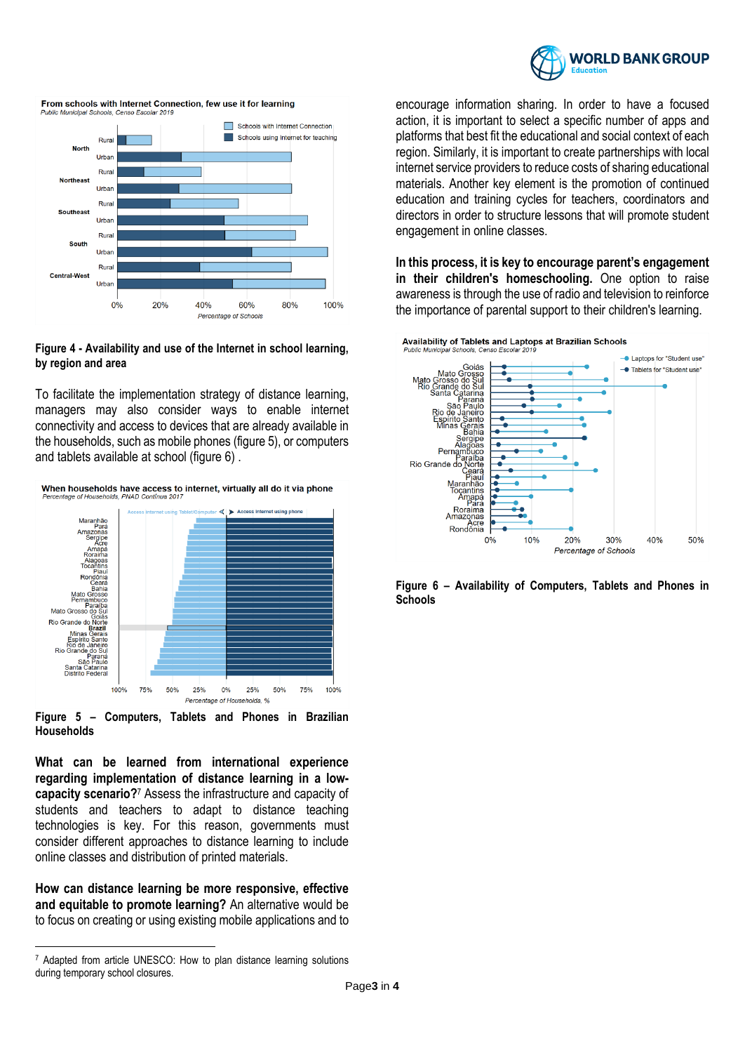From schools with Internet Connection, few use it for learning

*Public Municipal Schools, Censo Escolar 2019*

**Figure 4 - Availability and use of the Internet in school learning, by region and area**

To facilitate the implementation strategy of distance learning, managers may also consider ways to enable internet connectivity and access to devices that are already available in the households, such as mobile phones (figure 5), or computers and tablets available at school (figure 6) .

When households have access to internet, virtually all do it via phone

*Percentage of Households, PNAD Contínua 2017*

**Figure 5 – Computers, Tablets and Phones in Brazilian Households**

**What can be learned from international experience regarding implementation of distance learning in a low-capacity scenario?**[7] Assess the infrastructure and capacity of students and teachers to adapt to distance teaching technologies is key. For this reason, governments must consider different approaches to distance learning to include online classes and distribution of printed materials.

**How can distance learning be more responsive, effective and equitable to promote learning?** An alternative would be to focus on creating or using existing mobile applications and to encourage information sharing. In order to have a focused action, it is important to select a specific number of apps and platforms that best fit the educational and social context of each region. Similarly, it is important to create partnerships with local internet service providers to reduce costs of sharing educational materials. Another key element is the promotion of continued education and training cycles for teachers, coordinators and directors in order to structure lessons that will promote student engagement in online classes.

**In this process, it is key to encourage parent's engagement in their children's homeschooling.** One option to raise awareness is through the use of radio and television to reinforce the importance of parental support to their children's learning.

Availability of Tablets and Laptops at Brazilian Schools

*Public Municipal Schools, Censo Escolar 2019*

**Figure 6 – Availability of Computers, Tablets and Phones in Schools**

---

[7] Adapted from article UNESCO: How to plan distance learning solutions during temporary school closures.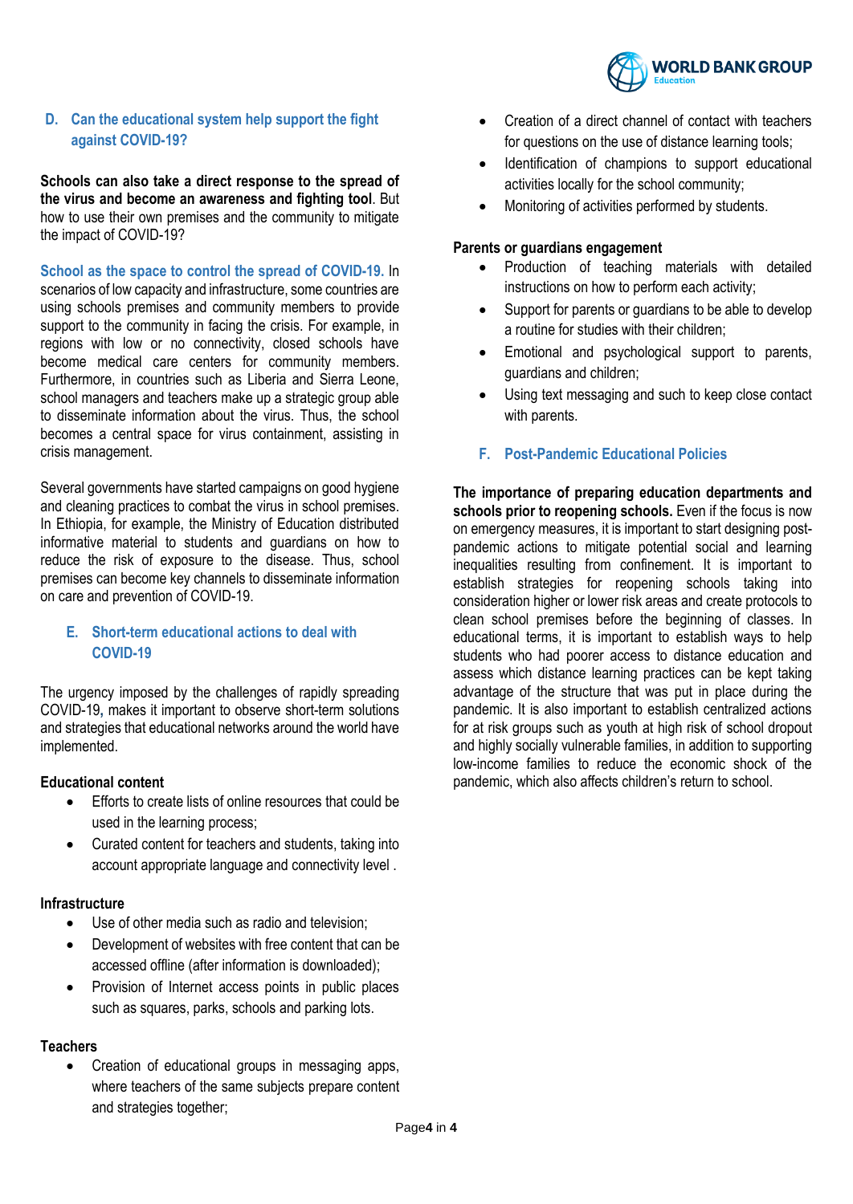## D. Can the educational system help support the fight against COVID-19?

**Schools can also take a direct response to the spread of the virus and become an awareness and fighting tool**. But how to use their own premises and the community to mitigate the impact of COVID-19?

**School as the space to control the spread of COVID-19.** In scenarios of low capacity and infrastructure, some countries are using schools premises and community members to provide support to the community in facing the crisis. For example, in regions with low or no connectivity, closed schools have become medical care centers for community members. Furthermore, in countries such as Liberia and Sierra Leone, school managers and teachers make up a strategic group able to disseminate information about the virus. Thus, the school becomes a central space for virus containment, assisting in crisis management.

Several governments have started campaigns on good hygiene and cleaning practices to combat the virus in school premises. In Ethiopia, for example, the Ministry of Education distributed informative material to students and guardians on how to reduce the risk of exposure to the disease. Thus, school premises can become key channels to disseminate information on care and prevention of COVID-19.

## E. Short-term educational actions to deal with COVID-19

The urgency imposed by the challenges of rapidly spreading COVID-19, makes it important to observe short-term solutions and strategies that educational networks around the world have implemented.

**Educational content**

- Efforts to create lists of online resources that could be used in the learning process;
- Curated content for teachers and students, taking into account appropriate language and connectivity level .

**Infrastructure**

- Use of other media such as radio and television;
- Development of websites with free content that can be accessed offline (after information is downloaded);
- Provision of Internet access points in public places such as squares, parks, schools and parking lots.

**Teachers**

- Creation of educational groups in messaging apps, where teachers of the same subjects prepare content and strategies together;
- Creation of a direct channel of contact with teachers for questions on the use of distance learning tools;
- Identification of champions to support educational activities locally for the school community;
- Monitoring of activities performed by students.

**Parents or guardians engagement**

- Production of teaching materials with detailed instructions on how to perform each activity;
- Support for parents or guardians to be able to develop a routine for studies with their children;
- Emotional and psychological support to parents, guardians and children;
- Using text messaging and such to keep close contact with parents.

## F. Post-Pandemic Educational Policies

**The importance of preparing education departments and schools prior to reopening schools.** Even if the focus is now on emergency measures, it is important to start designing post-pandemic actions to mitigate potential social and learning inequalities resulting from confinement. It is important to establish strategies for reopening schools taking into consideration higher or lower risk areas and create protocols to clean school premises before the beginning of classes. In educational terms, it is important to establish ways to help students who had poorer access to distance education and assess which distance learning practices can be kept taking advantage of the structure that was put in place during the pandemic. It is also important to establish centralized actions for at risk groups such as youth at high risk of school dropout and highly socially vulnerable families, in addition to supporting low-income families to reduce the economic shock of the pandemic, which also affects children's return to school.